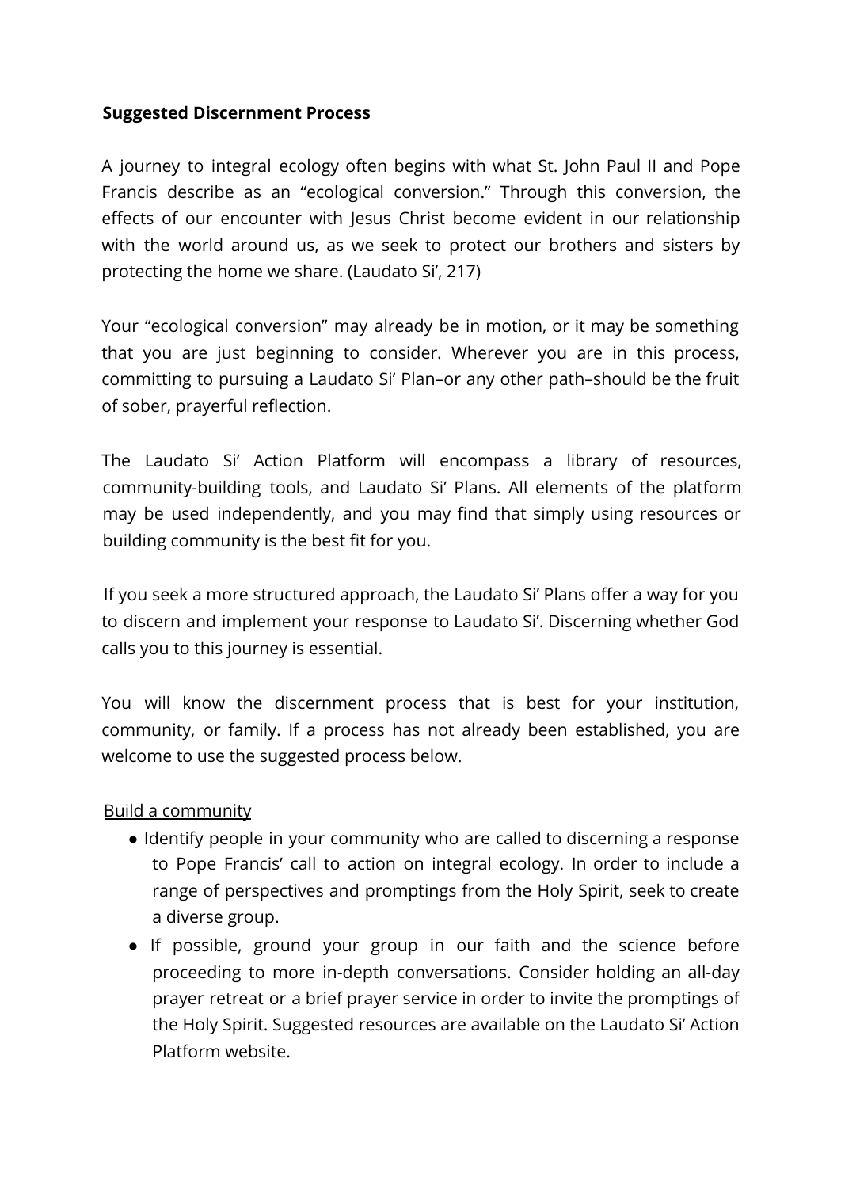**Suggested Discernment Process**

A journey to integral ecology often begins with what St. John Paul II and Pope Francis describe as an "ecological conversion." Through this conversion, the effects of our encounter with Jesus Christ become evident in our relationship with the world around us, as we seek to protect our brothers and sisters by protecting the home we share. (Laudato Si', 217)

Your "ecological conversion" may already be in motion, or it may be something that you are just beginning to consider. Wherever you are in this process, committing to pursuing a Laudato Si' Plan–or any other path–should be the fruit of sober, prayerful reflection.

The Laudato Si' Action Platform will encompass a library of resources, community-building tools, and Laudato Si' Plans. All elements of the platform may be used independently, and you may find that simply using resources or building community is the best fit for you.

If you seek a more structured approach, the Laudato Si' Plans offer a way for you to discern and implement your response to Laudato Si'. Discerning whether God calls you to this journey is essential.

You will know the discernment process that is best for your institution, community, or family. If a process has not already been established, you are welcome to use the suggested process below.

<u>Build a community</u>

- Identify people in your community who are called to discerning a response to Pope Francis' call to action on integral ecology. In order to include a range of perspectives and promptings from the Holy Spirit, seek to create a diverse group.
- If possible, ground your group in our faith and the science before proceeding to more in-depth conversations. Consider holding an all-day prayer retreat or a brief prayer service in order to invite the promptings of the Holy Spirit. Suggested resources are available on the Laudato Si' Action Platform website.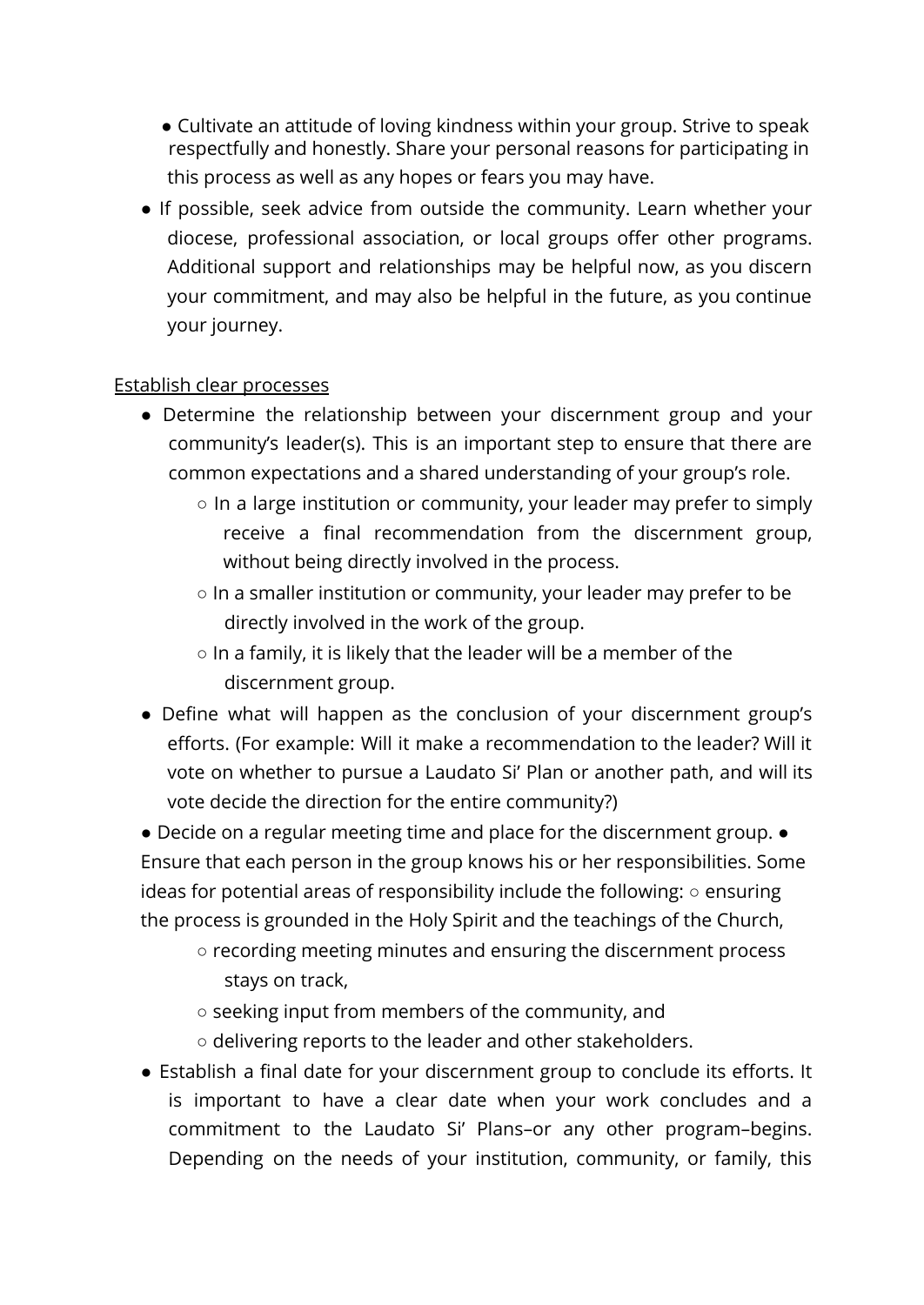- Cultivate an attitude of loving kindness within your group. Strive to speak respectfully and honestly. Share your personal reasons for participating in this process as well as any hopes or fears you may have.
- If possible, seek advice from outside the community. Learn whether your diocese, professional association, or local groups offer other programs. Additional support and relationships may be helpful now, as you discern your commitment, and may also be helpful in the future, as you continue your journey.

<u>Establish clear processes</u>

- Determine the relationship between your discernment group and your community's leader(s). This is an important step to ensure that there are common expectations and a shared understanding of your group's role.
    - In a large institution or community, your leader may prefer to simply receive a final recommendation from the discernment group, without being directly involved in the process.
    - In a smaller institution or community, your leader may prefer to be directly involved in the work of the group.
    - In a family, it is likely that the leader will be a member of the discernment group.
- Define what will happen as the conclusion of your discernment group's efforts. (For example: Will it make a recommendation to the leader? Will it vote on whether to pursue a Laudato Si' Plan or another path, and will its vote decide the direction for the entire community?)
- Decide on a regular meeting time and place for the discernment group.
- Ensure that each person in the group knows his or her responsibilities. Some ideas for potential areas of responsibility include the following:
    - ensuring the process is grounded in the Holy Spirit and the teachings of the Church,
    - recording meeting minutes and ensuring the discernment process stays on track,
    - seeking input from members of the community, and
    - delivering reports to the leader and other stakeholders.
- Establish a final date for your discernment group to conclude its efforts. It is important to have a clear date when your work concludes and a commitment to the Laudato Si' Plans–or any other program–begins. Depending on the needs of your institution, community, or family, this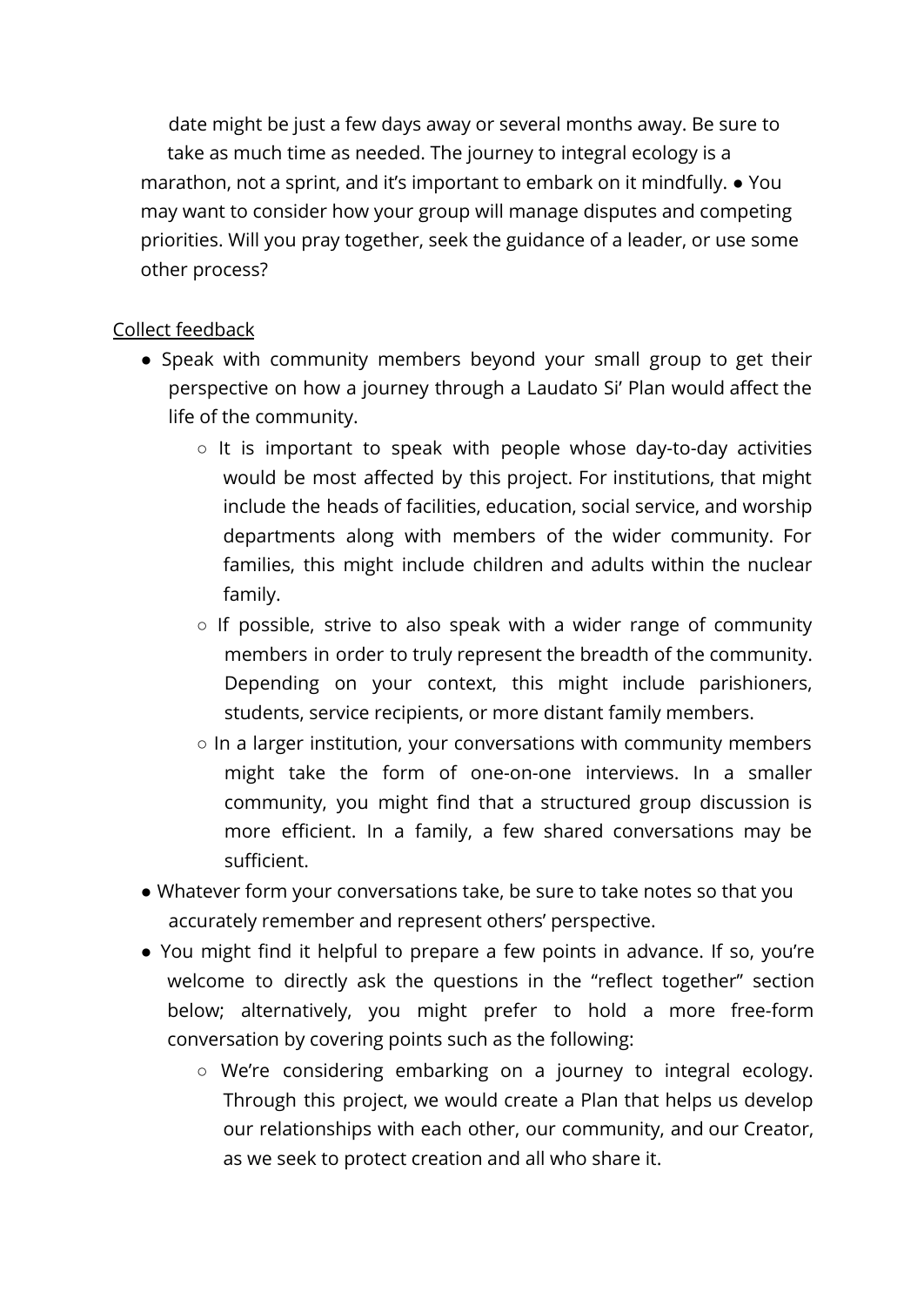date might be just a few days away or several months away. Be sure to take as much time as needed. The journey to integral ecology is a marathon, not a sprint, and it's important to embark on it mindfully.

- You may want to consider how your group will manage disputes and competing priorities. Will you pray together, seek the guidance of a leader, or use some other process?

<u>Collect feedback</u>

- Speak with community members beyond your small group to get their perspective on how a journey through a Laudato Si' Plan would affect the life of the community.
    - It is important to speak with people whose day-to-day activities would be most affected by this project. For institutions, that might include the heads of facilities, education, social service, and worship departments along with members of the wider community. For families, this might include children and adults within the nuclear family.
    - If possible, strive to also speak with a wider range of community members in order to truly represent the breadth of the community. Depending on your context, this might include parishioners, students, service recipients, or more distant family members.
    - In a larger institution, your conversations with community members might take the form of one-on-one interviews. In a smaller community, you might find that a structured group discussion is more efficient. In a family, a few shared conversations may be sufficient.
- Whatever form your conversations take, be sure to take notes so that you accurately remember and represent others' perspective.
- You might find it helpful to prepare a few points in advance. If so, you're welcome to directly ask the questions in the "reflect together" section below; alternatively, you might prefer to hold a more free-form conversation by covering points such as the following:
    - We're considering embarking on a journey to integral ecology. Through this project, we would create a Plan that helps us develop our relationships with each other, our community, and our Creator, as we seek to protect creation and all who share it.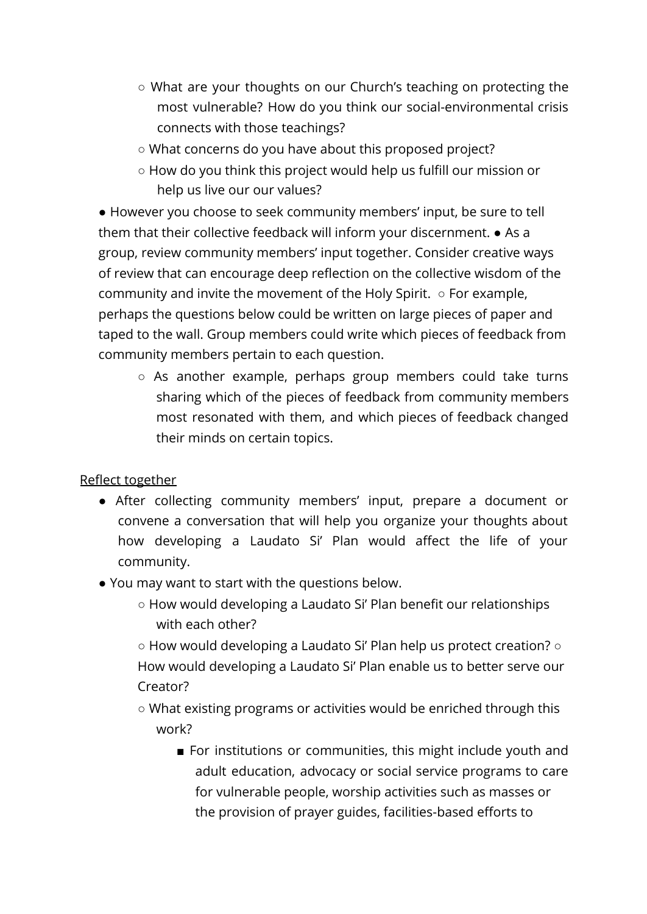- What are your thoughts on our Church's teaching on protecting the most vulnerable? How do you think our social-environmental crisis connects with those teachings?
    - What concerns do you have about this proposed project?
    - How do you think this project would help us fulfill our mission or help us live our our values?
- However you choose to seek community members' input, be sure to tell them that their collective feedback will inform your discernment.
- As a group, review community members' input together. Consider creative ways of review that can encourage deep reflection on the collective wisdom of the community and invite the movement of the Holy Spirit.
    - For example, perhaps the questions below could be written on large pieces of paper and taped to the wall. Group members could write which pieces of feedback from community members pertain to each question.
    - As another example, perhaps group members could take turns sharing which of the pieces of feedback from community members most resonated with them, and which pieces of feedback changed their minds on certain topics.

<u>Reflect together</u>

- After collecting community members' input, prepare a document or convene a conversation that will help you organize your thoughts about how developing a Laudato Si' Plan would affect the life of your community.
- You may want to start with the questions below.
    - How would developing a Laudato Si' Plan benefit our relationships with each other?
    - How would developing a Laudato Si' Plan help us protect creation?
    - How would developing a Laudato Si' Plan enable us to better serve our Creator?
    - What existing programs or activities would be enriched through this work?
        - For institutions or communities, this might include youth and adult education, advocacy or social service programs to care for vulnerable people, worship activities such as masses or the provision of prayer guides, facilities-based efforts to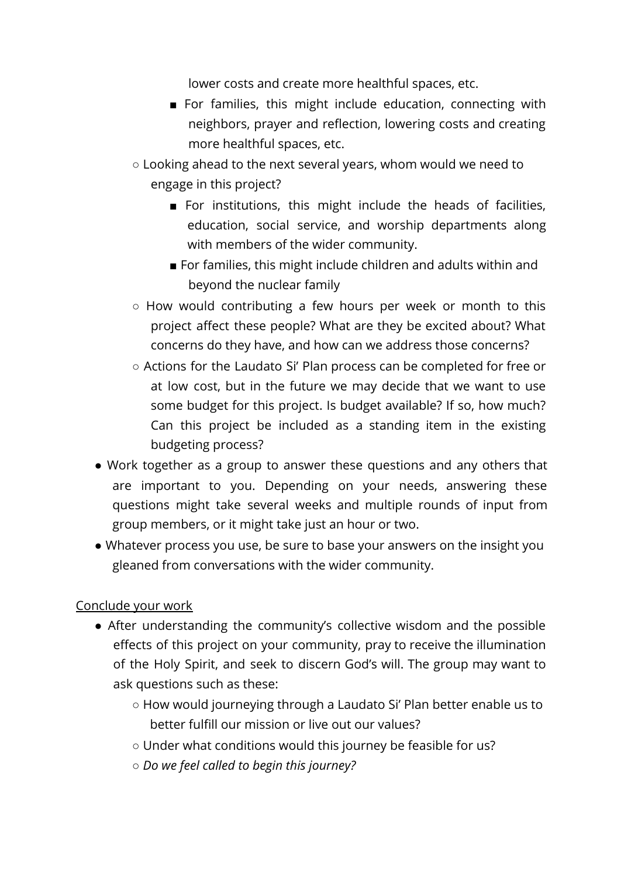lower costs and create more healthful spaces, etc.

        - For families, this might include education, connecting with neighbors, prayer and reflection, lowering costs and creating more healthful spaces, etc.
    - Looking ahead to the next several years, whom would we need to engage in this project?
        - For institutions, this might include the heads of facilities, education, social service, and worship departments along with members of the wider community.
        - For families, this might include children and adults within and beyond the nuclear family
    - How would contributing a few hours per week or month to this project affect these people? What are they be excited about? What concerns do they have, and how can we address those concerns?
    - Actions for the Laudato Si' Plan process can be completed for free or at low cost, but in the future we may decide that we want to use some budget for this project. Is budget available? If so, how much? Can this project be included as a standing item in the existing budgeting process?
- Work together as a group to answer these questions and any others that are important to you. Depending on your needs, answering these questions might take several weeks and multiple rounds of input from group members, or it might take just an hour or two.
- Whatever process you use, be sure to base your answers on the insight you gleaned from conversations with the wider community.

<u>Conclude your work</u>

- After understanding the community's collective wisdom and the possible effects of this project on your community, pray to receive the illumination of the Holy Spirit, and seek to discern God's will. The group may want to ask questions such as these:
    - How would journeying through a Laudato Si' Plan better enable us to better fulfill our mission or live out our values?
    - Under what conditions would this journey be feasible for us?
    - *Do we feel called to begin this journey?*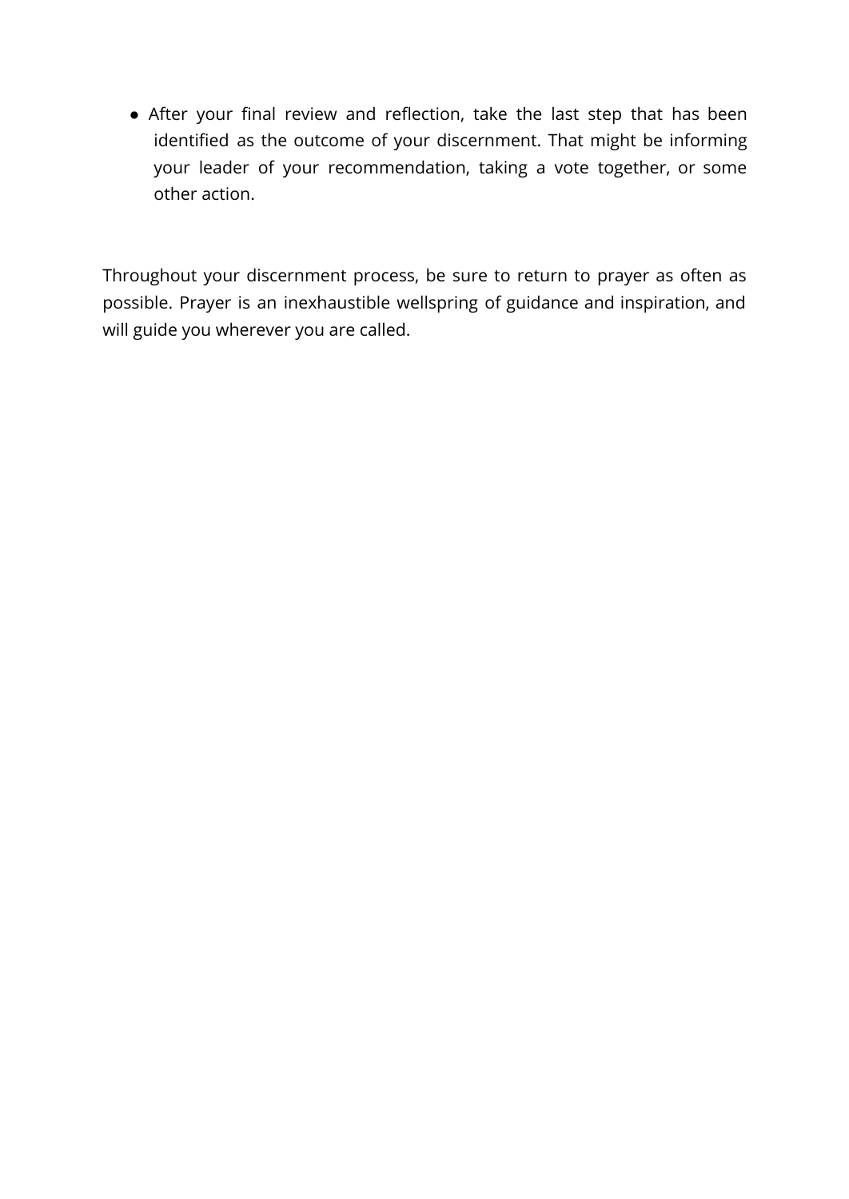- After your final review and reflection, take the last step that has been identified as the outcome of your discernment. That might be informing your leader of your recommendation, taking a vote together, or some other action.

Throughout your discernment process, be sure to return to prayer as often as possible. Prayer is an inexhaustible wellspring of guidance and inspiration, and will guide you wherever you are called.